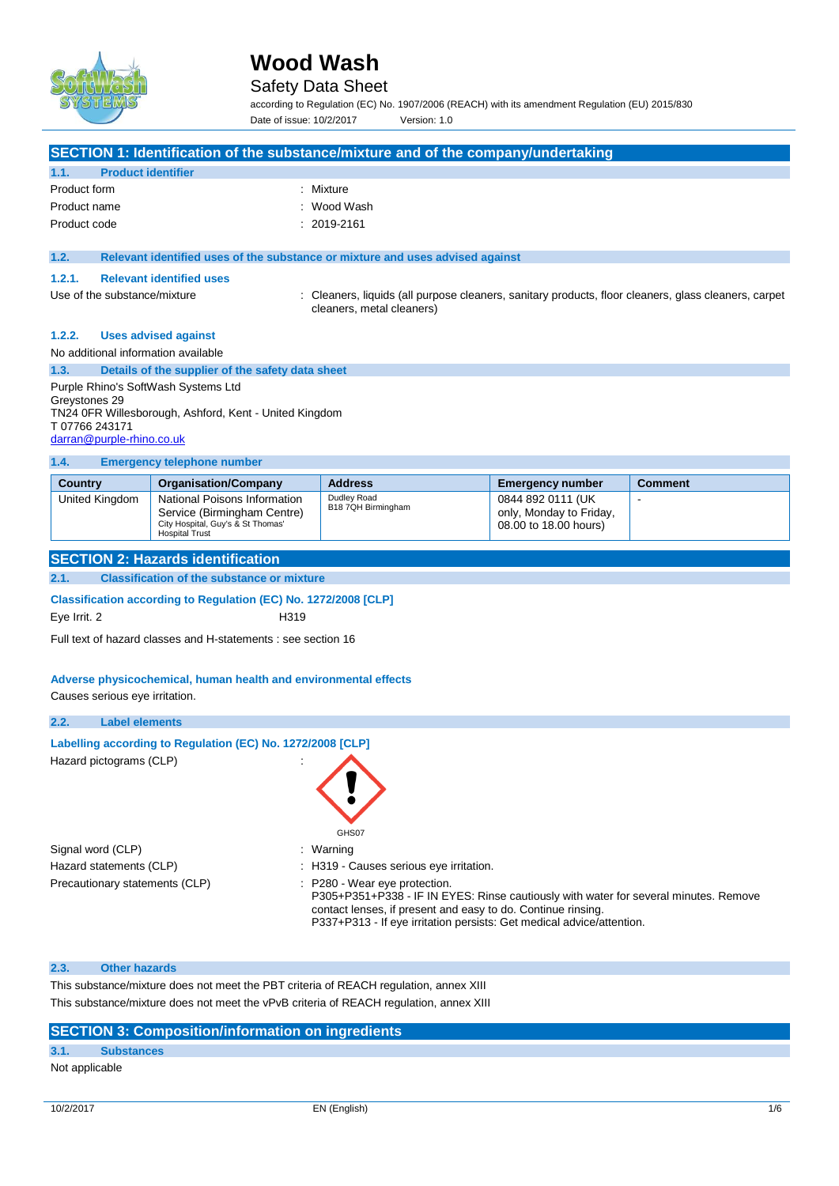# Wood Wash

## Safety Data Sheet

according to Regulation (EC) No. 1907/2006 (REACH) with its amendment Regulation (EU) 2015/830

Date of issue: 10/2/2017 Version: 1.0

## SECTION 1: Identification of the substance/mixture and of the company/undertaking

### 1.1. Product identifier

Product form : Mixture

Product name : Wood Wash

Product code : 2019-2161

### 1.2. Relevant identified uses of the substance or mixture and uses advised against

#### 1.2.1. Relevant identified uses

Use of the substance/mixture : Cleaners, liquids (all purpose cleaners, sanitary products, floor cleaners, glass cleaners, carpet cleaners, metal cleaners)

#### 1.2.2. Uses advised against

No additional information available

### 1.3. Details of the supplier of the safety data sheet

Purple Rhino's SoftWash Systems Ltd
Greystones 29
TN24 0FR Willesborough, Ashford, Kent - United Kingdom
T 07766 243171
darran@purple-rhino.co.uk

### 1.4. Emergency telephone number

| Country | Organisation/Company | Address | Emergency number | Comment |
|---|---|---|---|---|
| United Kingdom | National Poisons Information Service (Birmingham Centre) City Hospital, Guy's & St Thomas' Hospital Trust | Dudley Road B18 7QH Birmingham | 0844 892 0111 (UK only, Monday to Friday, 08.00 to 18.00 hours) | - |

## SECTION 2: Hazards identification

### 2.1. Classification of the substance or mixture

**Classification according to Regulation (EC) No. 1272/2008 [CLP]**

Eye Irrit. 2 H319

Full text of hazard classes and H-statements : see section 16

**Adverse physicochemical, human health and environmental effects**

Causes serious eye irritation.

### 2.2. Label elements

**Labelling according to Regulation (EC) No. 1272/2008 [CLP]**

Hazard pictograms (CLP) :

GHS07

Signal word (CLP) : Warning

Hazard statements (CLP) : H319 - Causes serious eye irritation.

Precautionary statements (CLP) : P280 - Wear eye protection.
P305+P351+P338 - IF IN EYES: Rinse cautiously with water for several minutes. Remove contact lenses, if present and easy to do. Continue rinsing.
P337+P313 - If eye irritation persists: Get medical advice/attention.

### 2.3. Other hazards

This substance/mixture does not meet the PBT criteria of REACH regulation, annex XIII

This substance/mixture does not meet the vPvB criteria of REACH regulation, annex XIII

## SECTION 3: Composition/information on ingredients

### 3.1. Substances

Not applicable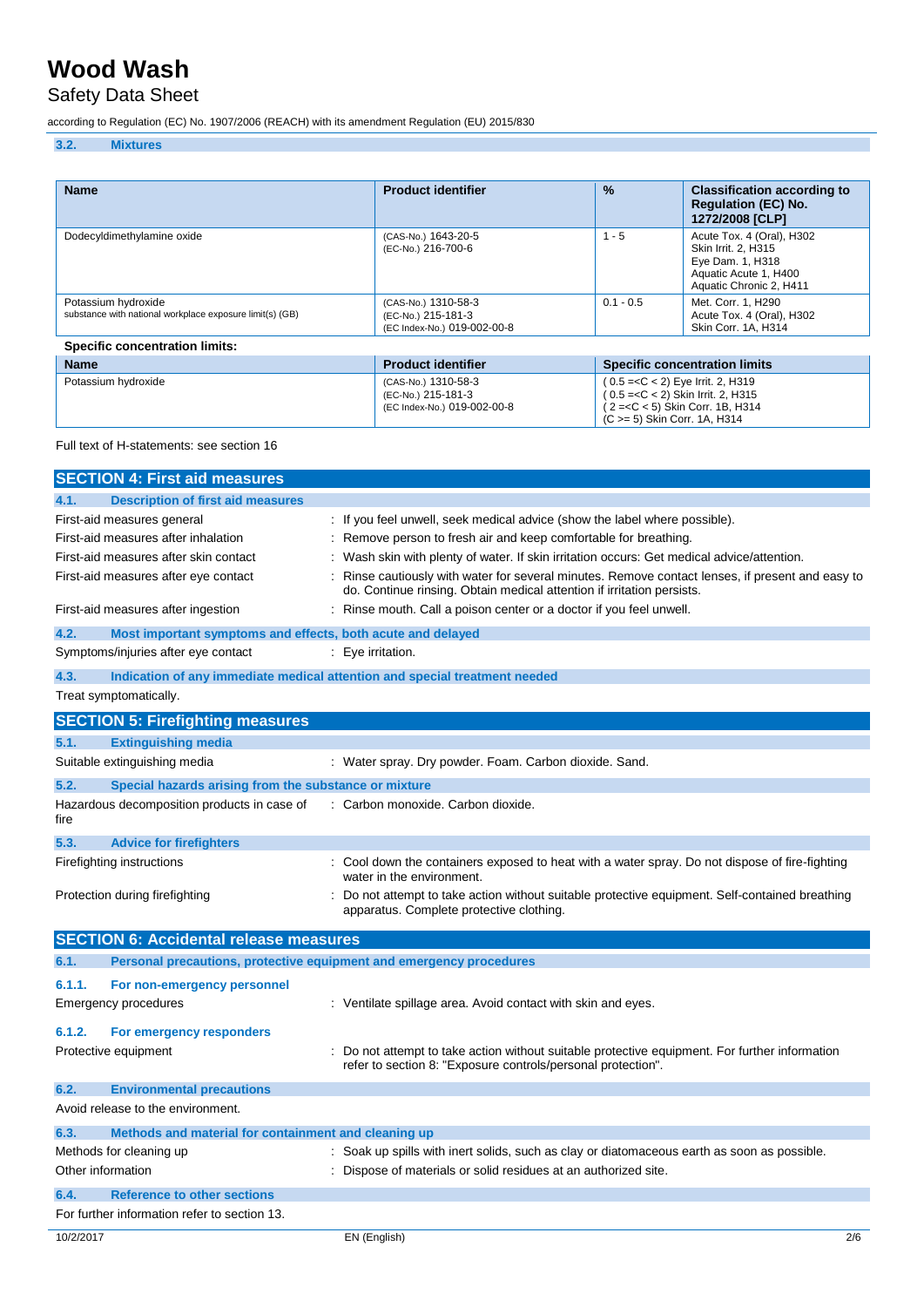### 3.2. Mixtures

| Name | Product identifier | % | Classification according to Regulation (EC) No. 1272/2008 [CLP] |
|---|---|---|---|
| Dodecyldimethylamine oxide | (CAS-No.) 1643-20-5<br>(EC-No.) 216-700-6 | 1 - 5 | Acute Tox. 4 (Oral), H302<br>Skin Irrit. 2, H315<br>Eye Dam. 1, H318<br>Aquatic Acute 1, H400<br>Aquatic Chronic 2, H411 |
| Potassium hydroxide<br>substance with national workplace exposure limit(s) (GB) | (CAS-No.) 1310-58-3<br>(EC-No.) 215-181-3<br>(EC Index-No.) 019-002-00-8 | 0.1 - 0.5 | Met. Corr. 1, H290<br>Acute Tox. 4 (Oral), H302<br>Skin Corr. 1A, H314 |

**Specific concentration limits:**

| Name | Product identifier | Specific concentration limits |
|---|---|---|
| Potassium hydroxide | (CAS-No.) 1310-58-3<br>(EC-No.) 215-181-3<br>(EC Index-No.) 019-002-00-8 | ( 0.5 =<C < 2) Eye Irrit. 2, H319<br>( 0.5 =<C < 2) Skin Irrit. 2, H315<br>( 2 =<C < 5) Skin Corr. 1B, H314<br>(C >= 5) Skin Corr. 1A, H314 |

Full text of H-statements: see section 16

## SECTION 4: First aid measures

### 4.1. Description of first aid measures

First-aid measures general : If you feel unwell, seek medical advice (show the label where possible).

First-aid measures after inhalation : Remove person to fresh air and keep comfortable for breathing.

First-aid measures after skin contact : Wash skin with plenty of water. If skin irritation occurs: Get medical advice/attention.

First-aid measures after eye contact : Rinse cautiously with water for several minutes. Remove contact lenses, if present and easy to do. Continue rinsing. Obtain medical attention if irritation persists.

First-aid measures after ingestion : Rinse mouth. Call a poison center or a doctor if you feel unwell.

### 4.2. Most important symptoms and effects, both acute and delayed

Symptoms/injuries after eye contact : Eye irritation.

### 4.3. Indication of any immediate medical attention and special treatment needed

Treat symptomatically.

## SECTION 5: Firefighting measures

### 5.1. Extinguishing media

Suitable extinguishing media : Water spray. Dry powder. Foam. Carbon dioxide. Sand.

### 5.2. Special hazards arising from the substance or mixture

Hazardous decomposition products in case of fire : Carbon monoxide. Carbon dioxide.

### 5.3. Advice for firefighters

Firefighting instructions : Cool down the containers exposed to heat with a water spray. Do not dispose of fire-fighting water in the environment.

Protection during firefighting : Do not attempt to take action without suitable protective equipment. Self-contained breathing apparatus. Complete protective clothing.

## SECTION 6: Accidental release measures

### 6.1. Personal precautions, protective equipment and emergency procedures

#### 6.1.1. For non-emergency personnel

Emergency procedures : Ventilate spillage area. Avoid contact with skin and eyes.

#### 6.1.2. For emergency responders

Protective equipment : Do not attempt to take action without suitable protective equipment. For further information refer to section 8: "Exposure controls/personal protection".

### 6.2. Environmental precautions

Avoid release to the environment.

### 6.3. Methods and material for containment and cleaning up

Methods for cleaning up : Soak up spills with inert solids, such as clay or diatomaceous earth as soon as possible.

Other information : Dispose of materials or solid residues at an authorized site.

### 6.4. Reference to other sections

For further information refer to section 13.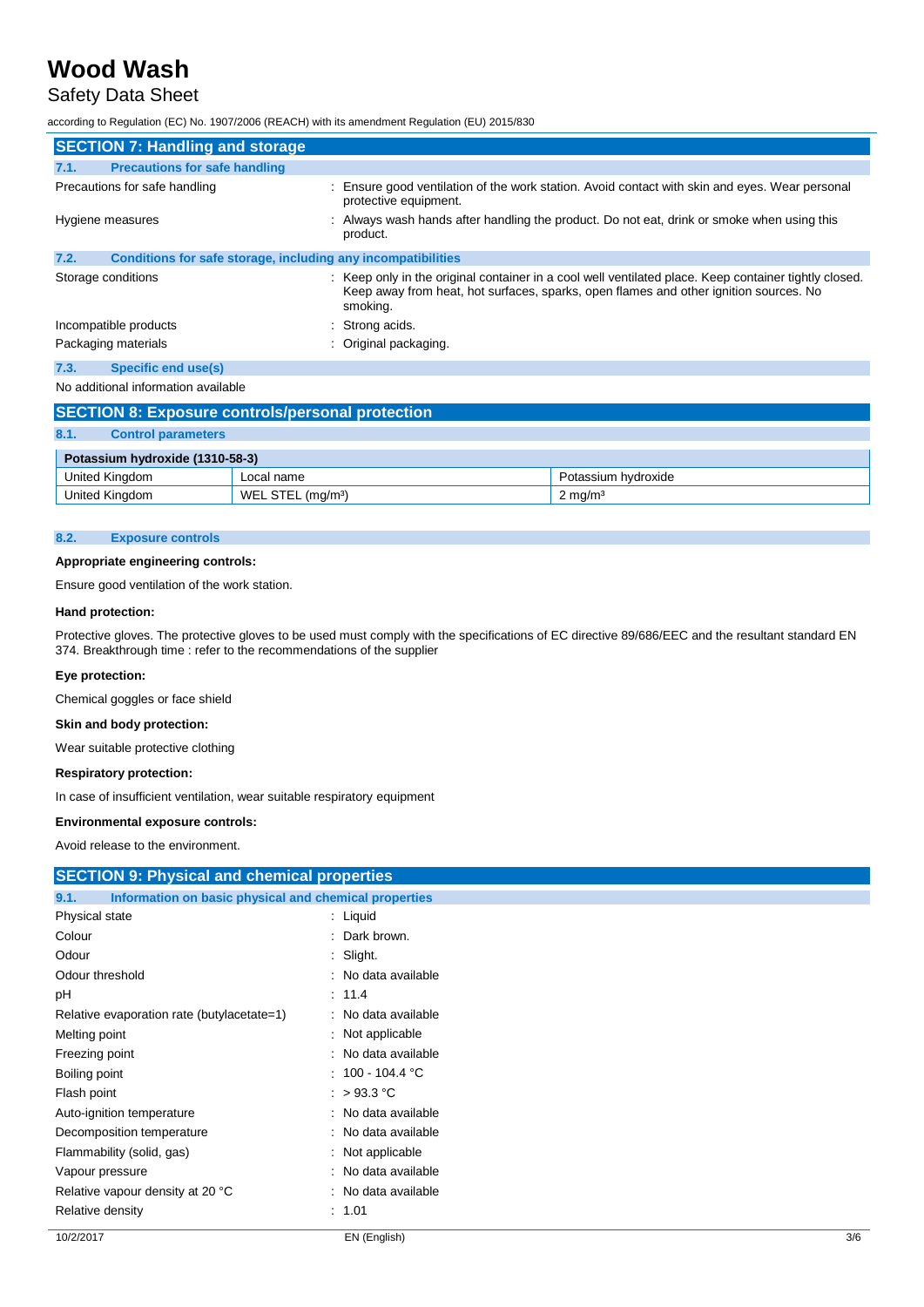## SECTION 7: Handling and storage

### 7.1. Precautions for safe handling

Precautions for safe handling : Ensure good ventilation of the work station. Avoid contact with skin and eyes. Wear personal protective equipment.

Hygiene measures : Always wash hands after handling the product. Do not eat, drink or smoke when using this product.

### 7.2. Conditions for safe storage, including any incompatibilities

Storage conditions : Keep only in the original container in a cool well ventilated place. Keep container tightly closed. Keep away from heat, hot surfaces, sparks, open flames and other ignition sources. No smoking.

Incompatible products : Strong acids.

Packaging materials : Original packaging.

### 7.3. Specific end use(s)

No additional information available

## SECTION 8: Exposure controls/personal protection

### 8.1. Control parameters

| Potassium hydroxide (1310-58-3) | | |
|---|---|---|
| United Kingdom | Local name | Potassium hydroxide |
| United Kingdom | WEL STEL (mg/m³) | 2 mg/m³ |

### 8.2. Exposure controls

**Appropriate engineering controls:**

Ensure good ventilation of the work station.

**Hand protection:**

Protective gloves. The protective gloves to be used must comply with the specifications of EC directive 89/686/EEC and the resultant standard EN 374. Breakthrough time : refer to the recommendations of the supplier

**Eye protection:**

Chemical goggles or face shield

**Skin and body protection:**

Wear suitable protective clothing

**Respiratory protection:**

In case of insufficient ventilation, wear suitable respiratory equipment

**Environmental exposure controls:**

Avoid release to the environment.

## SECTION 9: Physical and chemical properties

### 9.1. Information on basic physical and chemical properties

Physical state : Liquid

Colour : Dark brown.

Odour : Slight.

Odour threshold : No data available

pH : 11.4

Relative evaporation rate (butylacetate=1) : No data available

Melting point : Not applicable

Freezing point : No data available

Boiling point : 100 - 104.4 °C

Flash point : > 93.3 °C

Auto-ignition temperature : No data available

Decomposition temperature : No data available

Flammability (solid, gas) : Not applicable

Vapour pressure : No data available

Relative vapour density at 20 °C : No data available

Relative density : 1.01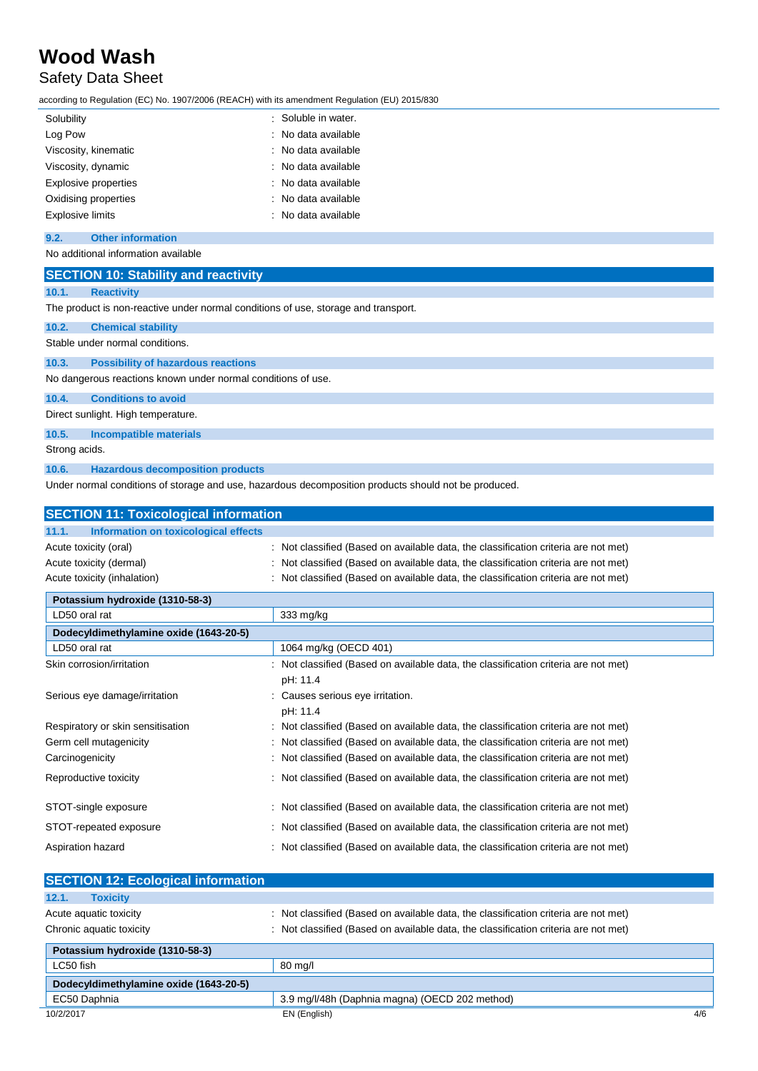| | |
|---|---|
| Solubility | : Soluble in water. |
| Log Pow | : No data available |
| Viscosity, kinematic | : No data available |
| Viscosity, dynamic | : No data available |
| Explosive properties | : No data available |
| Oxidising properties | : No data available |
| Explosive limits | : No data available |

### 9.2. Other information

No additional information available

## SECTION 10: Stability and reactivity

### 10.1. Reactivity

The product is non-reactive under normal conditions of use, storage and transport.

### 10.2. Chemical stability

Stable under normal conditions.

### 10.3. Possibility of hazardous reactions

No dangerous reactions known under normal conditions of use.

### 10.4. Conditions to avoid

Direct sunlight. High temperature.

### 10.5. Incompatible materials

Strong acids.

### 10.6. Hazardous decomposition products

Under normal conditions of storage and use, hazardous decomposition products should not be produced.

## SECTION 11: Toxicological information

### 11.1. Information on toxicological effects

| | |
|---|---|
| Acute toxicity (oral) | : Not classified (Based on available data, the classification criteria are not met) |
| Acute toxicity (dermal) | : Not classified (Based on available data, the classification criteria are not met) |
| Acute toxicity (inhalation) | : Not classified (Based on available data, the classification criteria are not met) |

| Potassium hydroxide (1310-58-3) | |
|---|---|
| LD50 oral rat | 333 mg/kg |
| **Dodecyldimethylamine oxide (1643-20-5)** | |
| LD50 oral rat | 1064 mg/kg (OECD 401) |

| | |
|---|---|
| Skin corrosion/irritation | : Not classified (Based on available data, the classification criteria are not met)<br>pH: 11.4 |
| Serious eye damage/irritation | : Causes serious eye irritation.<br>pH: 11.4 |
| Respiratory or skin sensitisation | : Not classified (Based on available data, the classification criteria are not met) |
| Germ cell mutagenicity | : Not classified (Based on available data, the classification criteria are not met) |
| Carcinogenicity | : Not classified (Based on available data, the classification criteria are not met) |
| Reproductive toxicity | : Not classified (Based on available data, the classification criteria are not met) |
| STOT-single exposure | : Not classified (Based on available data, the classification criteria are not met) |
| STOT-repeated exposure | : Not classified (Based on available data, the classification criteria are not met) |
| Aspiration hazard | : Not classified (Based on available data, the classification criteria are not met) |

## SECTION 12: Ecological information

### 12.1. Toxicity

| | |
|---|---|
| Acute aquatic toxicity | : Not classified (Based on available data, the classification criteria are not met) |
| Chronic aquatic toxicity | : Not classified (Based on available data, the classification criteria are not met) |

| Potassium hydroxide (1310-58-3) | |
|---|---|
| LC50 fish | 80 mg/l |
| **Dodecyldimethylamine oxide (1643-20-5)** | |
| EC50 Daphnia | 3.9 mg/l/48h (Daphnia magna) (OECD 202 method) |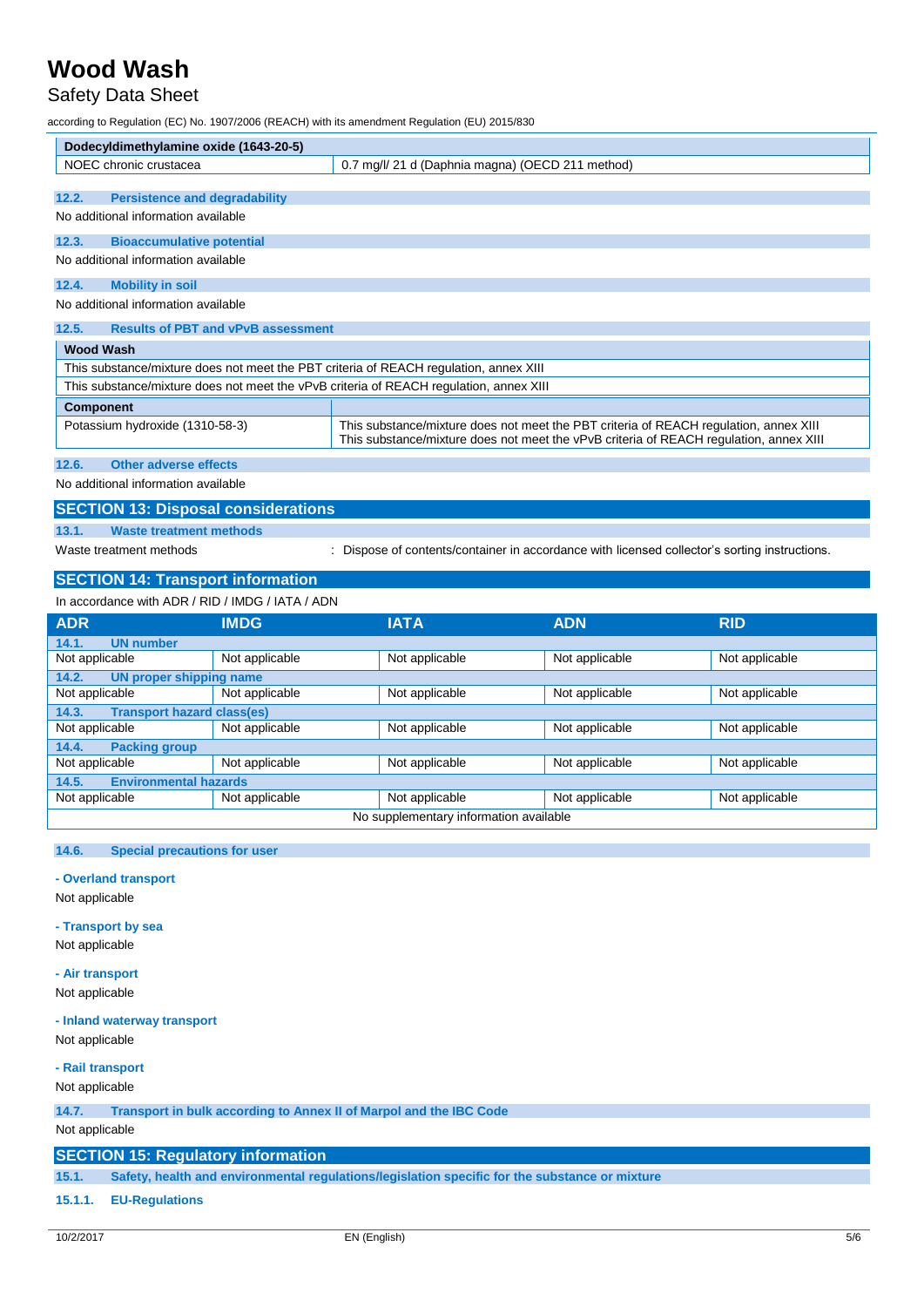| Dodecyldimethylamine oxide (1643-20-5) | |
|---|---|
| NOEC chronic crustacea | 0.7 mg/l/ 21 d (Daphnia magna) (OECD 211 method) |

### 12.2. Persistence and degradability

No additional information available

### 12.3. Bioaccumulative potential

No additional information available

### 12.4. Mobility in soil

No additional information available

### 12.5. Results of PBT and vPvB assessment

| Wood Wash |
|---|
| This substance/mixture does not meet the PBT criteria of REACH regulation, annex XIII |
| This substance/mixture does not meet the vPvB criteria of REACH regulation, annex XIII |

| Component | |
|---|---|
| Potassium hydroxide (1310-58-3) | This substance/mixture does not meet the PBT criteria of REACH regulation, annex XIII<br>This substance/mixture does not meet the vPvB criteria of REACH regulation, annex XIII |

### 12.6. Other adverse effects

No additional information available

## SECTION 13: Disposal considerations

### 13.1. Waste treatment methods

Waste treatment methods : Dispose of contents/container in accordance with licensed collector's sorting instructions.

## SECTION 14: Transport information

In accordance with ADR / RID / IMDG / IATA / ADN

| ADR | IMDG | IATA | ADN | RID |
|---|---|---|---|---|
| **14.1. UN number** | | | | |
| Not applicable | Not applicable | Not applicable | Not applicable | Not applicable |
| **14.2. UN proper shipping name** | | | | |
| Not applicable | Not applicable | Not applicable | Not applicable | Not applicable |
| **14.3. Transport hazard class(es)** | | | | |
| Not applicable | Not applicable | Not applicable | Not applicable | Not applicable |
| **14.4. Packing group** | | | | |
| Not applicable | Not applicable | Not applicable | Not applicable | Not applicable |
| **14.5. Environmental hazards** | | | | |
| Not applicable | Not applicable | Not applicable | Not applicable | Not applicable |
| No supplementary information available | | | | |

### 14.6. Special precautions for user

**- Overland transport**

Not applicable

**- Transport by sea**

Not applicable

**- Air transport**

Not applicable

**- Inland waterway transport**

Not applicable

**- Rail transport**

Not applicable

### 14.7. Transport in bulk according to Annex II of Marpol and the IBC Code

Not applicable

## SECTION 15: Regulatory information

### 15.1. Safety, health and environmental regulations/legislation specific for the substance or mixture

#### 15.1.1. EU-Regulations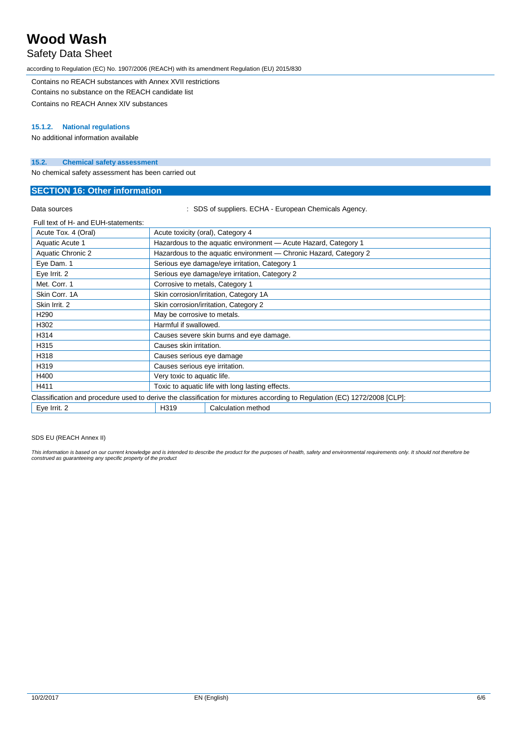Contains no REACH substances with Annex XVII restrictions

Contains no substance on the REACH candidate list

Contains no REACH Annex XIV substances

#### 15.1.2. National regulations

No additional information available

### 15.2. Chemical safety assessment

No chemical safety assessment has been carried out

## SECTION 16: Other information

Data sources : SDS of suppliers. ECHA - European Chemicals Agency.

Full text of H- and EUH-statements:

| | |
|---|---|
| Acute Tox. 4 (Oral) | Acute toxicity (oral), Category 4 |
| Aquatic Acute 1 | Hazardous to the aquatic environment — Acute Hazard, Category 1 |
| Aquatic Chronic 2 | Hazardous to the aquatic environment — Chronic Hazard, Category 2 |
| Eye Dam. 1 | Serious eye damage/eye irritation, Category 1 |
| Eye Irrit. 2 | Serious eye damage/eye irritation, Category 2 |
| Met. Corr. 1 | Corrosive to metals, Category 1 |
| Skin Corr. 1A | Skin corrosion/irritation, Category 1A |
| Skin Irrit. 2 | Skin corrosion/irritation, Category 2 |
| H290 | May be corrosive to metals. |
| H302 | Harmful if swallowed. |
| H314 | Causes severe skin burns and eye damage. |
| H315 | Causes skin irritation. |
| H318 | Causes serious eye damage |
| H319 | Causes serious eye irritation. |
| H400 | Very toxic to aquatic life. |
| H411 | Toxic to aquatic life with long lasting effects. |

Classification and procedure used to derive the classification for mixtures according to Regulation (EC) 1272/2008 [CLP]:

| | | |
|---|---|---|
| Eye Irrit. 2 | H319 | Calculation method |

SDS EU (REACH Annex II)

*This information is based on our current knowledge and is intended to describe the product for the purposes of health, safety and environmental requirements only. It should not therefore be construed as guaranteeing any specific property of the product*